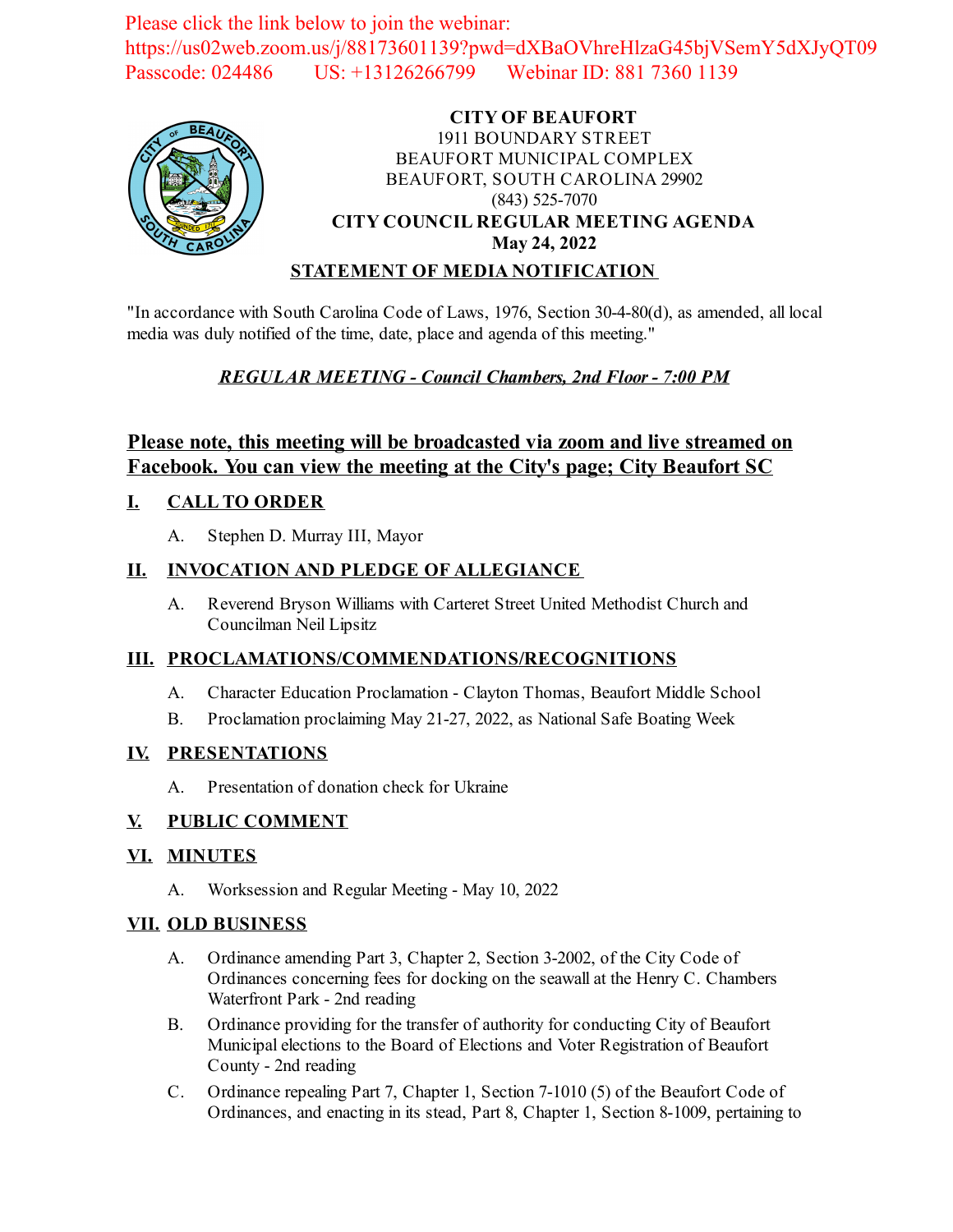Please click the link below to join the webinar:
https://us02web.zoom.us/j/88173601139?pwd=dXBaOVhreHlzaG45bjVSemY5dXJyQT09
Passcode: 024486 US: +13126266799 Webinar ID: 881 7360 1139

**CITY OF BEAUFORT**
1911 BOUNDARY STREET
BEAUFORT MUNICIPAL COMPLEX
BEAUFORT, SOUTH CAROLINA 29902
(843) 525-7070
**CITY COUNCIL REGULAR MEETING AGENDA**
**May 24, 2022**

**STATEMENT OF MEDIA NOTIFICATION**

"In accordance with South Carolina Code of Laws, 1976, Section 30-4-80(d), as amended, all local media was duly notified of the time, date, place and agenda of this meeting."

***REGULAR MEETING - Council Chambers, 2nd Floor - 7:00 PM***

**Please note, this meeting will be broadcasted via zoom and live streamed on Facebook. You can view the meeting at the City's page; City Beaufort SC**

## I. CALL TO ORDER

A. Stephen D. Murray III, Mayor

## II. INVOCATION AND PLEDGE OF ALLEGIANCE

A. Reverend Bryson Williams with Carteret Street United Methodist Church and Councilman Neil Lipsitz

## III. PROCLAMATIONS/COMMENDATIONS/RECOGNITIONS

A. Character Education Proclamation - Clayton Thomas, Beaufort Middle School

B. Proclamation proclaiming May 21-27, 2022, as National Safe Boating Week

## IV. PRESENTATIONS

A. Presentation of donation check for Ukraine

## V. PUBLIC COMMENT

## VI. MINUTES

A. Worksession and Regular Meeting - May 10, 2022

## VII. OLD BUSINESS

A. Ordinance amending Part 3, Chapter 2, Section 3-2002, of the City Code of Ordinances concerning fees for docking on the seawall at the Henry C. Chambers Waterfront Park - 2nd reading

B. Ordinance providing for the transfer of authority for conducting City of Beaufort Municipal elections to the Board of Elections and Voter Registration of Beaufort County - 2nd reading

C. Ordinance repealing Part 7, Chapter 1, Section 7-1010 (5) of the Beaufort Code of Ordinances, and enacting in its stead, Part 8, Chapter 1, Section 8-1009, pertaining to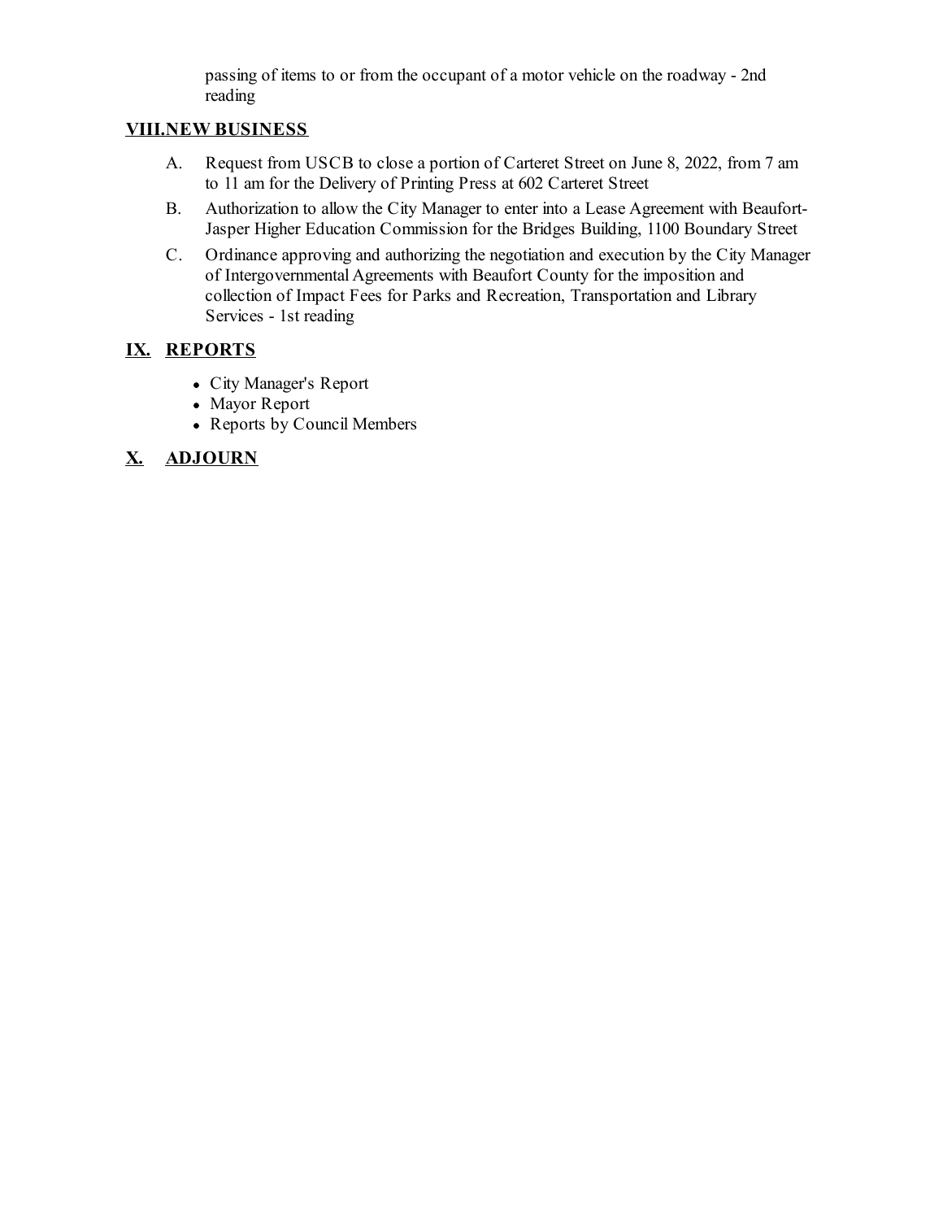passing of items to or from the occupant of a motor vehicle on the roadway - 2nd reading

## VIII. NEW BUSINESS

A. Request from USCB to close a portion of Carteret Street on June 8, 2022, from 7 am to 11 am for the Delivery of Printing Press at 602 Carteret Street

B. Authorization to allow the City Manager to enter into a Lease Agreement with Beaufort-Jasper Higher Education Commission for the Bridges Building, 1100 Boundary Street

C. Ordinance approving and authorizing the negotiation and execution by the City Manager of Intergovernmental Agreements with Beaufort County for the imposition and collection of Impact Fees for Parks and Recreation, Transportation and Library Services - 1st reading

## IX. REPORTS

- City Manager's Report
- Mayor Report
- Reports by Council Members

## X. ADJOURN